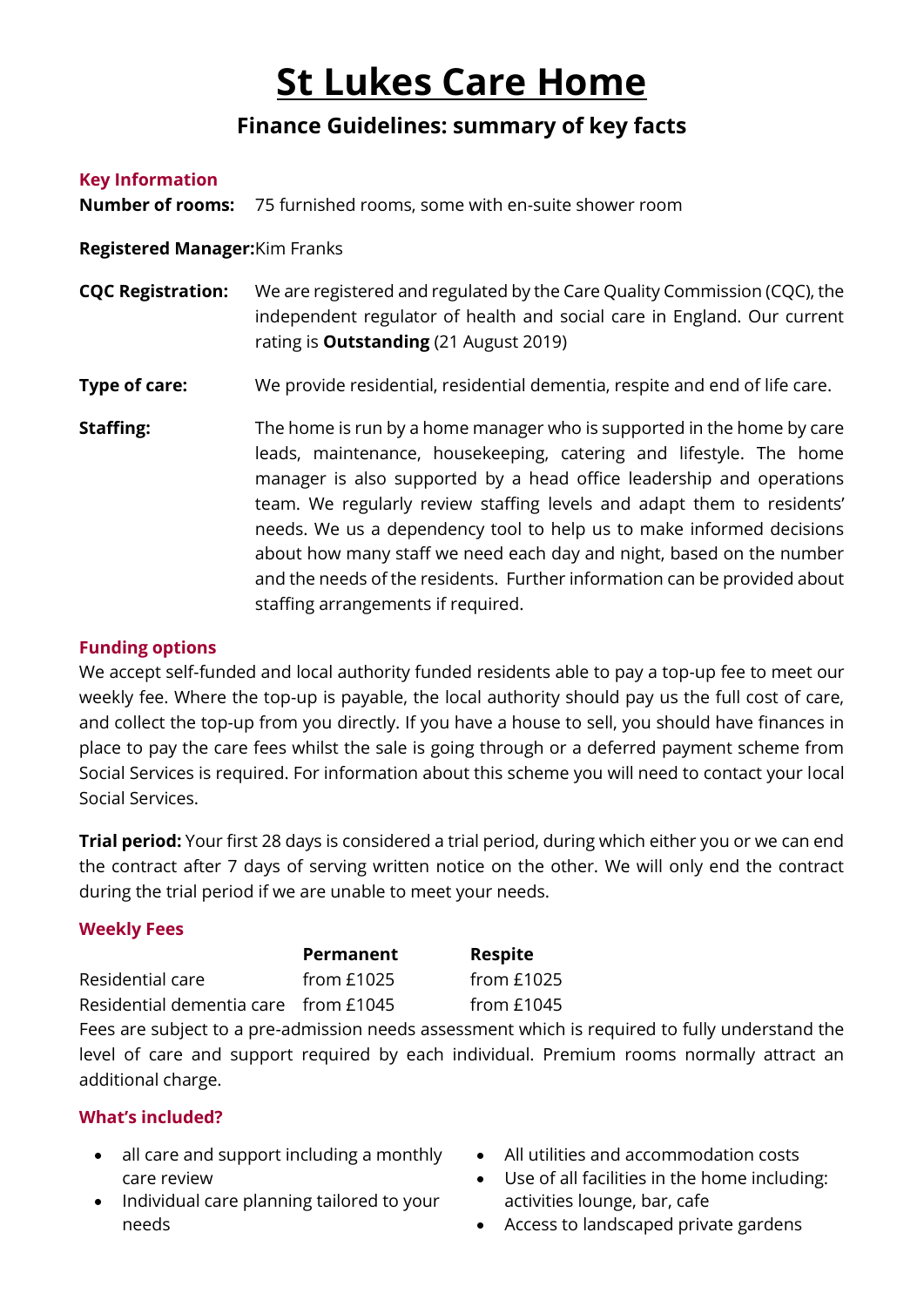# St Lukes Care Home

## Finance Guidelines: summary of key facts

### Key Information

**Number of rooms:** 75 furnished rooms, some with en-suite shower room

**Registered Manager:** Kim Franks

**CQC Registration:** We are registered and regulated by the Care Quality Commission (CQC), the independent regulator of health and social care in England. Our current rating is **Outstanding** (21 August 2019)

**Type of care:** We provide residential, residential dementia, respite and end of life care.

**Staffing:** The home is run by a home manager who is supported in the home by care leads, maintenance, housekeeping, catering and lifestyle. The home manager is also supported by a head office leadership and operations team. We regularly review staffing levels and adapt them to residents' needs. We us a dependency tool to help us to make informed decisions about how many staff we need each day and night, based on the number and the needs of the residents. Further information can be provided about staffing arrangements if required.

### Funding options

We accept self-funded and local authority funded residents able to pay a top-up fee to meet our weekly fee. Where the top-up is payable, the local authority should pay us the full cost of care, and collect the top-up from you directly. If you have a house to sell, you should have finances in place to pay the care fees whilst the sale is going through or a deferred payment scheme from Social Services is required. For information about this scheme you will need to contact your local Social Services.

**Trial period:** Your first 28 days is considered a trial period, during which either you or we can end the contract after 7 days of serving written notice on the other. We will only end the contract during the trial period if we are unable to meet your needs.

### Weekly Fees

| | Permanent | Respite |
|---|---|---|
| Residential care | from £1025 | from £1025 |
| Residential dementia care | from £1045 | from £1045 |

Fees are subject to a pre-admission needs assessment which is required to fully understand the level of care and support required by each individual. Premium rooms normally attract an additional charge.

### What's included?

- all care and support including a monthly care review
- Individual care planning tailored to your needs
- All utilities and accommodation costs
- Use of all facilities in the home including: activities lounge, bar, cafe
- Access to landscaped private gardens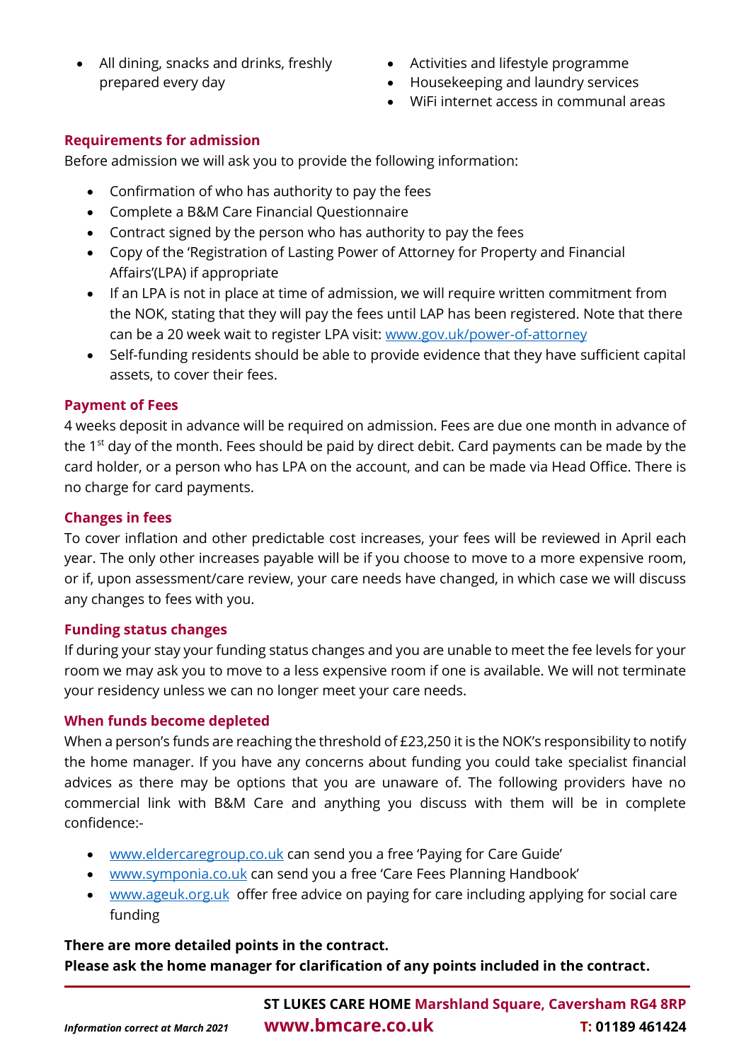- All dining, snacks and drinks, freshly prepared every day
- Activities and lifestyle programme
- Housekeeping and laundry services
- WiFi internet access in communal areas

### Requirements for admission

Before admission we will ask you to provide the following information:

- Confirmation of who has authority to pay the fees
- Complete a B&M Care Financial Questionnaire
- Contract signed by the person who has authority to pay the fees
- Copy of the 'Registration of Lasting Power of Attorney for Property and Financial Affairs'(LPA) if appropriate
- If an LPA is not in place at time of admission, we will require written commitment from the NOK, stating that they will pay the fees until LAP has been registered. Note that there can be a 20 week wait to register LPA visit: www.gov.uk/power-of-attorney
- Self-funding residents should be able to provide evidence that they have sufficient capital assets, to cover their fees.

### Payment of Fees

4 weeks deposit in advance will be required on admission. Fees are due one month in advance of the 1st day of the month. Fees should be paid by direct debit. Card payments can be made by the card holder, or a person who has LPA on the account, and can be made via Head Office. There is no charge for card payments.

### Changes in fees

To cover inflation and other predictable cost increases, your fees will be reviewed in April each year. The only other increases payable will be if you choose to move to a more expensive room, or if, upon assessment/care review, your care needs have changed, in which case we will discuss any changes to fees with you.

### Funding status changes

If during your stay your funding status changes and you are unable to meet the fee levels for your room we may ask you to move to a less expensive room if one is available. We will not terminate your residency unless we can no longer meet your care needs.

### When funds become depleted

When a person's funds are reaching the threshold of £23,250 it is the NOK's responsibility to notify the home manager. If you have any concerns about funding you could take specialist financial advices as there may be options that you are unaware of. The following providers have no commercial link with B&M Care and anything you discuss with them will be in complete confidence:-

- www.eldercaregroup.co.uk can send you a free 'Paying for Care Guide'
- www.symponia.co.uk can send you a free 'Care Fees Planning Handbook'
- www.ageuk.org.uk offer free advice on paying for care including applying for social care funding

**There are more detailed points in the contract.**
**Please ask the home manager for clarification of any points included in the contract.**

**ST LUKES CARE HOME** **Marshland Square, Caversham RG4 8RP**

*Information correct at March 2021* **www.bmcare.co.uk** **T: 01189 461424**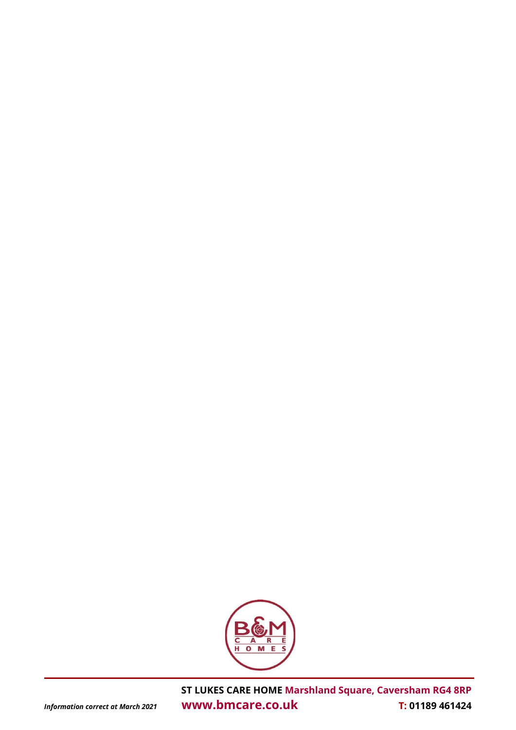**ST LUKES CARE HOME** Marshland Square, Caversham RG4 8RP

*Information correct at March 2021*

**www.bmcare.co.uk**

**T: 01189 461424**